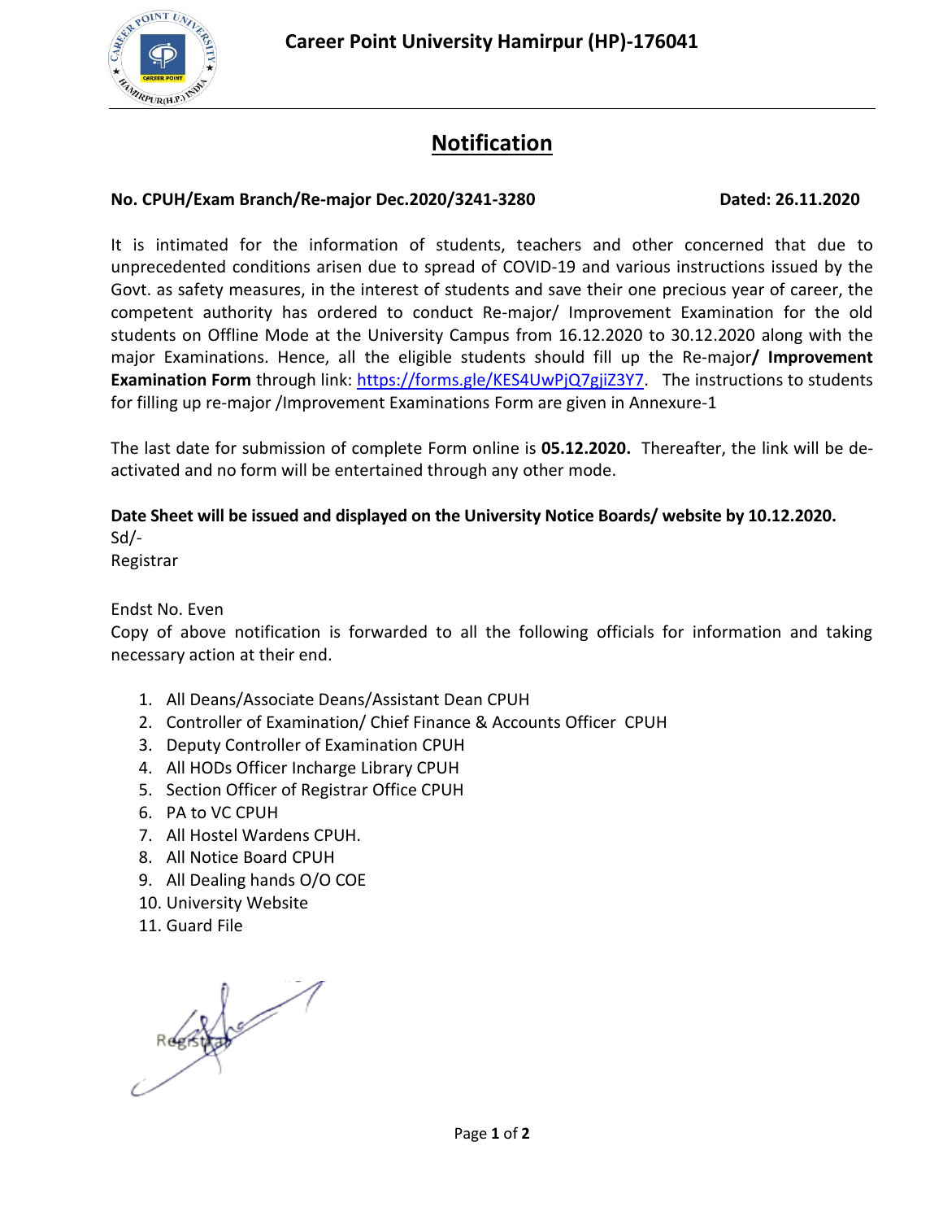**Career Point University Hamirpur (HP)-176041**

# Notification

**No. CPUH/Exam Branch/Re-major Dec.2020/3241-3280** **Dated: 26.11.2020**

It is intimated for the information of students, teachers and other concerned that due to unprecedented conditions arisen due to spread of COVID-19 and various instructions issued by the Govt. as safety measures, in the interest of students and save their one precious year of career, the competent authority has ordered to conduct Re-major/ Improvement Examination for the old students on Offline Mode at the University Campus from 16.12.2020 to 30.12.2020 along with the major Examinations. Hence, all the eligible students should fill up the Re-major**/ Improvement Examination Form** through link: https://forms.gle/KES4UwPjQ7gjiZ3Y7. The instructions to students for filling up re-major /Improvement Examinations Form are given in Annexure-1

The last date for submission of complete Form online is **05.12.2020.** Thereafter, the link will be de-activated and no form will be entertained through any other mode.

**Date Sheet will be issued and displayed on the University Notice Boards/ website by 10.12.2020.**

Sd/-
Registrar

Endst No. Even
Copy of above notification is forwarded to all the following officials for information and taking necessary action at their end.

1. All Deans/Associate Deans/Assistant Dean CPUH
2. Controller of Examination/ Chief Finance & Accounts Officer CPUH
3. Deputy Controller of Examination CPUH
4. All HODs Officer Incharge Library CPUH
5. Section Officer of Registrar Office CPUH
6. PA to VC CPUH
7. All Hostel Wardens CPUH.
8. All Notice Board CPUH
9. All Dealing hands O/O COE
10. University Website
11. Guard File

Registrar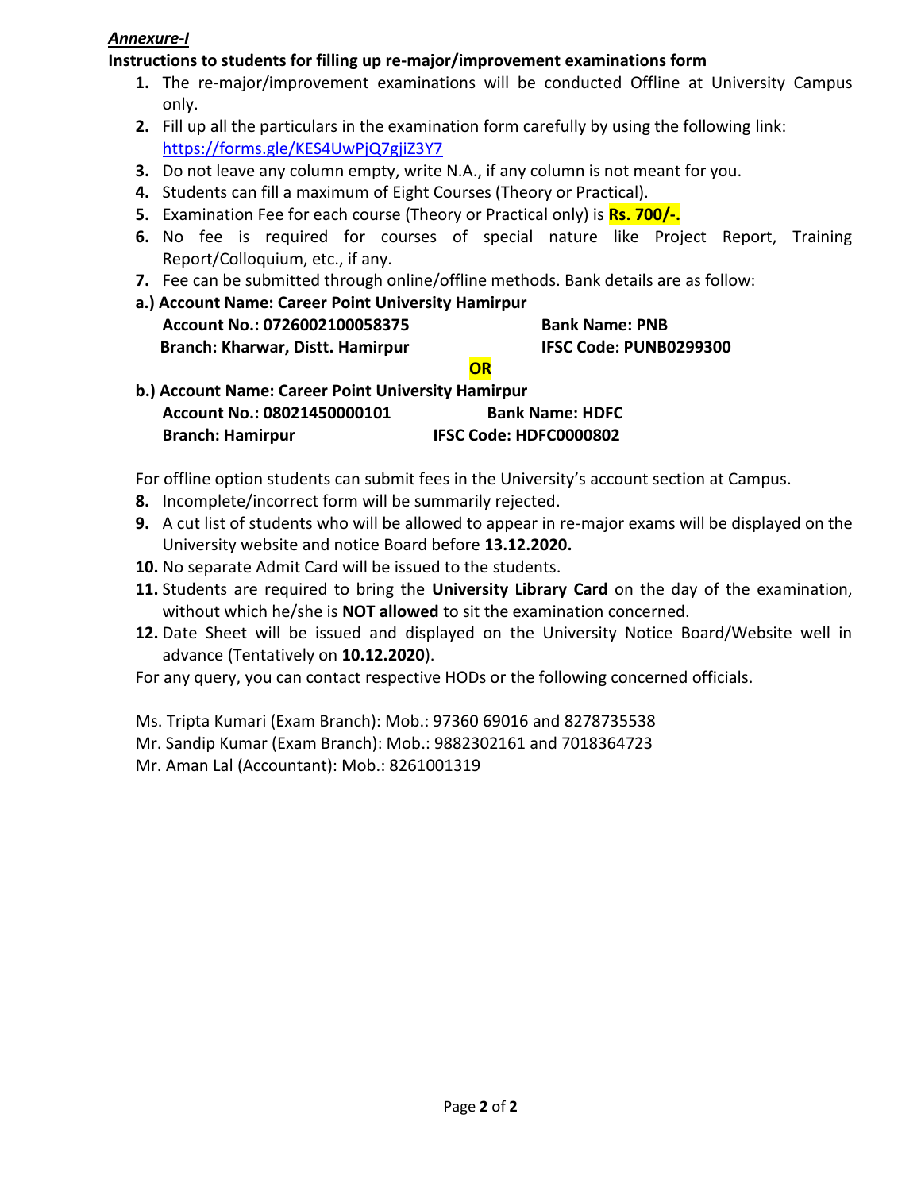*Annexure-I*

**Instructions to students for filling up re-major/improvement examinations form**

1. The re-major/improvement examinations will be conducted Offline at University Campus only.
2. Fill up all the particulars in the examination form carefully by using the following link: https://forms.gle/KES4UwPjQ7gjiZ3Y7
3. Do not leave any column empty, write N.A., if any column is not meant for you.
4. Students can fill a maximum of Eight Courses (Theory or Practical).
5. Examination Fee for each course (Theory or Practical only) is **Rs. 700/-.**
6. No fee is required for courses of special nature like Project Report, Training Report/Colloquium, etc., if any.
7. Fee can be submitted through online/offline methods. Bank details are as follow:

**a.) Account Name: Career Point University Hamirpur**
**Account No.: 0726002100058375** **Bank Name: PNB**
**Branch: Kharwar, Distt. Hamirpur** **IFSC Code: PUNB0299300**

**OR**

**b.) Account Name: Career Point University Hamirpur**
**Account No.: 08021450000101** **Bank Name: HDFC**
**Branch: Hamirpur** **IFSC Code: HDFC0000802**

For offline option students can submit fees in the University's account section at Campus.

8. Incomplete/incorrect form will be summarily rejected.
9. A cut list of students who will be allowed to appear in re-major exams will be displayed on the University website and notice Board before **13.12.2020.**
10. No separate Admit Card will be issued to the students.
11. Students are required to bring the **University Library Card** on the day of the examination, without which he/she is **NOT allowed** to sit the examination concerned.
12. Date Sheet will be issued and displayed on the University Notice Board/Website well in advance (Tentatively on **10.12.2020**).

For any query, you can contact respective HODs or the following concerned officials.

Ms. Tripta Kumari (Exam Branch): Mob.: 97360 69016 and 8278735538
Mr. Sandip Kumar (Exam Branch): Mob.: 9882302161 and 7018364723
Mr. Aman Lal (Accountant): Mob.: 8261001319